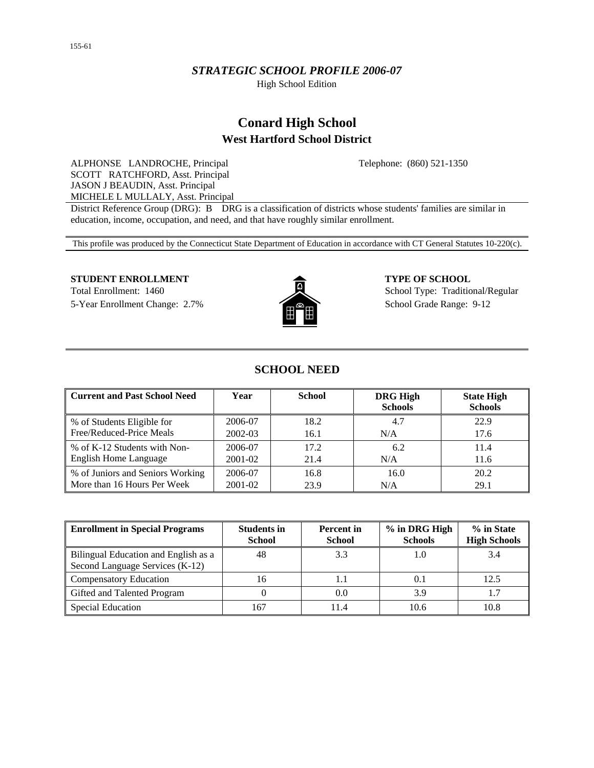155-61

*STRATEGIC SCHOOL PROFILE 2006-07*

High School Edition

# Conard High School

## West Hartford School District

ALPHONSE LANDROCHE, Principal
SCOTT RATCHFORD, Asst. Principal
JASON J BEAUDIN, Asst. Principal
MICHELE L MULLALY, Asst. Principal

Telephone: (860) 521-1350

District Reference Group (DRG): B DRG is a classification of districts whose students' families are similar in education, income, occupation, and need, and that have roughly similar enrollment.

This profile was produced by the Connecticut State Department of Education in accordance with CT General Statutes 10-220(c).

**STUDENT ENROLLMENT**

Total Enrollment: 1460

5-Year Enrollment Change: 2.7%

**TYPE OF SCHOOL**

School Type: Traditional/Regular

School Grade Range: 9-12

## SCHOOL NEED

| Current and Past School Need | Year | School | DRG High Schools | State High Schools |
|---|---|---|---|---|
| % of Students Eligible for Free/Reduced-Price Meals | 2006-07 | 18.2 | 4.7 | 22.9 |
| | 2002-03 | 16.1 | N/A | 17.6 |
| % of K-12 Students with Non-English Home Language | 2006-07 | 17.2 | 6.2 | 11.4 |
| | 2001-02 | 21.4 | N/A | 11.6 |
| % of Juniors and Seniors Working More than 16 Hours Per Week | 2006-07 | 16.8 | 16.0 | 20.2 |
| | 2001-02 | 23.9 | N/A | 29.1 |

| Enrollment in Special Programs | Students in School | Percent in School | % in DRG High Schools | % in State High Schools |
|---|---|---|---|---|
| Bilingual Education and English as a Second Language Services (K-12) | 48 | 3.3 | 1.0 | 3.4 |
| Compensatory Education | 16 | 1.1 | 0.1 | 12.5 |
| Gifted and Talented Program | 0 | 0.0 | 3.9 | 1.7 |
| Special Education | 167 | 11.4 | 10.6 | 10.8 |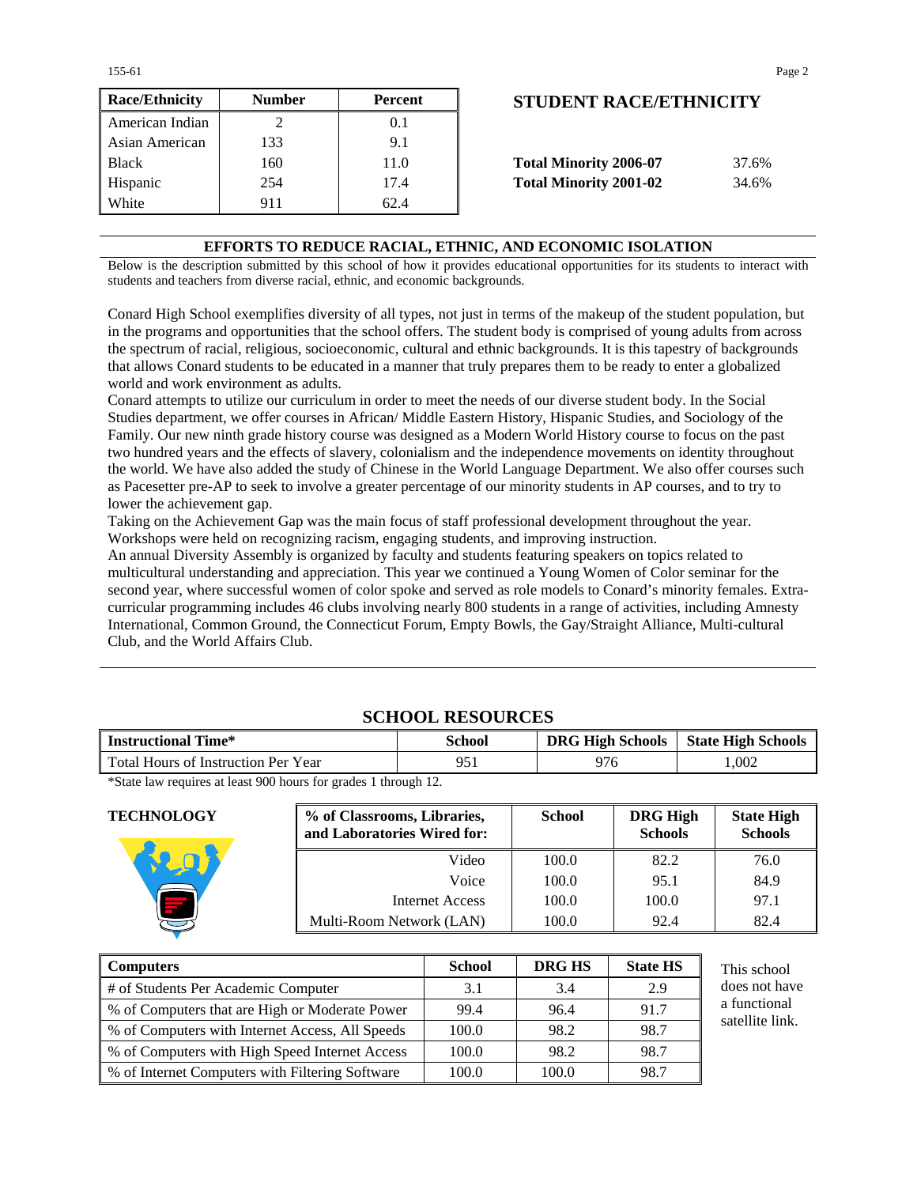| Race/Ethnicity | Number | Percent |
|---|---|---|
| American Indian | 2 | 0.1 |
| Asian American | 133 | 9.1 |
| Black | 160 | 11.0 |
| Hispanic | 254 | 17.4 |
| White | 911 | 62.4 |

## STUDENT RACE/ETHNICITY

| | |
|---|---|
| **Total Minority 2006-07** | 37.6% |
| **Total Minority 2001-02** | 34.6% |

## EFFORTS TO REDUCE RACIAL, ETHNIC, AND ECONOMIC ISOLATION

Below is the description submitted by this school of how it provides educational opportunities for its students to interact with students and teachers from diverse racial, ethnic, and economic backgrounds.

Conard High School exemplifies diversity of all types, not just in terms of the makeup of the student population, but in the programs and opportunities that the school offers. The student body is comprised of young adults from across the spectrum of racial, religious, socioeconomic, cultural and ethnic backgrounds. It is this tapestry of backgrounds that allows Conard students to be educated in a manner that truly prepares them to be ready to enter a globalized world and work environment as adults.

Conard attempts to utilize our curriculum in order to meet the needs of our diverse student body. In the Social Studies department, we offer courses in African/ Middle Eastern History, Hispanic Studies, and Sociology of the Family. Our new ninth grade history course was designed as a Modern World History course to focus on the past two hundred years and the effects of slavery, colonialism and the independence movements on identity throughout the world. We have also added the study of Chinese in the World Language Department. We also offer courses such as Pacesetter pre-AP to seek to involve a greater percentage of our minority students in AP courses, and to try to lower the achievement gap.

Taking on the Achievement Gap was the main focus of staff professional development throughout the year. Workshops were held on recognizing racism, engaging students, and improving instruction.

An annual Diversity Assembly is organized by faculty and students featuring speakers on topics related to multicultural understanding and appreciation. This year we continued a Young Women of Color seminar for the second year, where successful women of color spoke and served as role models to Conard's minority females. Extra-curricular programming includes 46 clubs involving nearly 800 students in a range of activities, including Amnesty International, Common Ground, the Connecticut Forum, Empty Bowls, the Gay/Straight Alliance, Multi-cultural Club, and the World Affairs Club.

## SCHOOL RESOURCES

| Instructional Time* | School | DRG High Schools | State High Schools |
|---|---|---|---|
| Total Hours of Instruction Per Year | 951 | 976 | 1,002 |

*State law requires at least 900 hours for grades 1 through 12.

### TECHNOLOGY

| % of Classrooms, Libraries, and Laboratories Wired for: | School | DRG High Schools | State High Schools |
|---|---|---|---|
| Video | 100.0 | 82.2 | 76.0 |
| Voice | 100.0 | 95.1 | 84.9 |
| Internet Access | 100.0 | 100.0 | 97.1 |
| Multi-Room Network (LAN) | 100.0 | 92.4 | 82.4 |

| Computers | School | DRG HS | State HS |
|---|---|---|---|
| # of Students Per Academic Computer | 3.1 | 3.4 | 2.9 |
| % of Computers that are High or Moderate Power | 99.4 | 96.4 | 91.7 |
| % of Computers with Internet Access, All Speeds | 100.0 | 98.2 | 98.7 |
| % of Computers with High Speed Internet Access | 100.0 | 98.2 | 98.7 |
| % of Internet Computers with Filtering Software | 100.0 | 100.0 | 98.7 |

This school does not have a functional satellite link.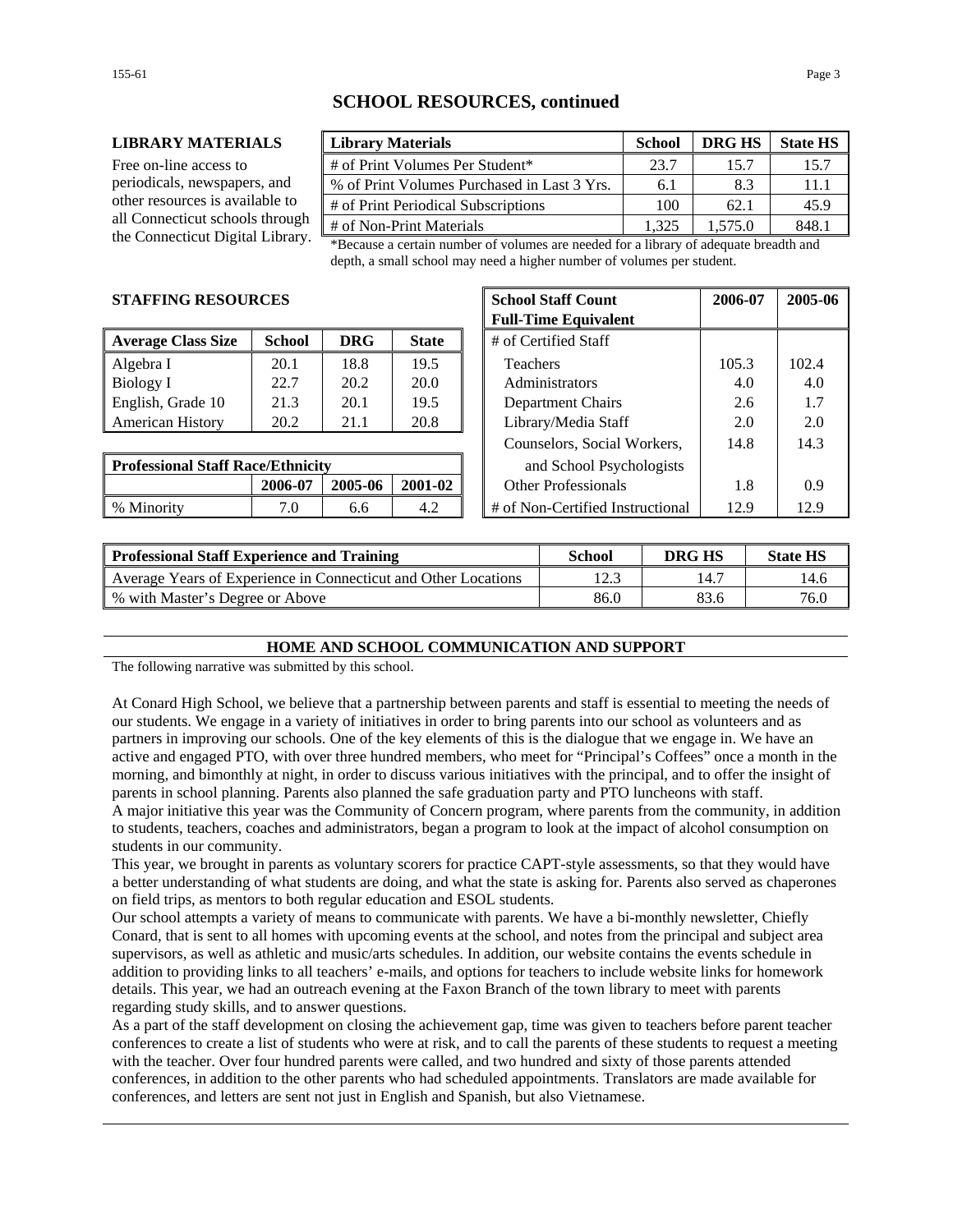# SCHOOL RESOURCES, continued

### LIBRARY MATERIALS

Free on-line access to periodicals, newspapers, and other resources is available to all Connecticut schools through the Connecticut Digital Library.

| Library Materials | School | DRG HS | State HS |
|---|---|---|---|
| # of Print Volumes Per Student* | 23.7 | 15.7 | 15.7 |
| % of Print Volumes Purchased in Last 3 Yrs. | 6.1 | 8.3 | 11.1 |
| # of Print Periodical Subscriptions | 100 | 62.1 | 45.9 |
| # of Non-Print Materials | 1,325 | 1,575.0 | 848.1 |

*Because a certain number of volumes are needed for a library of adequate breadth and depth, a small school may need a higher number of volumes per student.

### STAFFING RESOURCES

| Average Class Size | School | DRG | State |
|---|---|---|---|
| Algebra I | 20.1 | 18.8 | 19.5 |
| Biology I | 22.7 | 20.2 | 20.0 |
| English, Grade 10 | 21.3 | 20.1 | 19.5 |
| American History | 20.2 | 21.1 | 20.8 |

| Professional Staff Race/Ethnicity | | | |
|---|---|---|---|
| | 2006-07 | 2005-06 | 2001-02 |
| % Minority | 7.0 | 6.6 | 4.2 |

| School Staff Count Full-Time Equivalent | 2006-07 | 2005-06 |
|---|---|---|
| # of Certified Staff | | |
| Teachers | 105.3 | 102.4 |
| Administrators | 4.0 | 4.0 |
| Department Chairs | 2.6 | 1.7 |
| Library/Media Staff | 2.0 | 2.0 |
| Counselors, Social Workers, and School Psychologists | 14.8 | 14.3 |
| Other Professionals | 1.8 | 0.9 |
| # of Non-Certified Instructional | 12.9 | 12.9 |

| Professional Staff Experience and Training | School | DRG HS | State HS |
|---|---|---|---|
| Average Years of Experience in Connecticut and Other Locations | 12.3 | 14.7 | 14.6 |
| % with Master's Degree or Above | 86.0 | 83.6 | 76.0 |

## HOME AND SCHOOL COMMUNICATION AND SUPPORT

The following narrative was submitted by this school.

At Conard High School, we believe that a partnership between parents and staff is essential to meeting the needs of our students. We engage in a variety of initiatives in order to bring parents into our school as volunteers and as partners in improving our schools. One of the key elements of this is the dialogue that we engage in. We have an active and engaged PTO, with over three hundred members, who meet for "Principal's Coffees" once a month in the morning, and bimonthly at night, in order to discuss various initiatives with the principal, and to offer the insight of parents in school planning. Parents also planned the safe graduation party and PTO luncheons with staff.

A major initiative this year was the Community of Concern program, where parents from the community, in addition to students, teachers, coaches and administrators, began a program to look at the impact of alcohol consumption on students in our community.

This year, we brought in parents as voluntary scorers for practice CAPT-style assessments, so that they would have a better understanding of what students are doing, and what the state is asking for. Parents also served as chaperones on field trips, as mentors to both regular education and ESOL students.

Our school attempts a variety of means to communicate with parents. We have a bi-monthly newsletter, Chiefly Conard, that is sent to all homes with upcoming events at the school, and notes from the principal and subject area supervisors, as well as athletic and music/arts schedules. In addition, our website contains the events schedule in addition to providing links to all teachers' e-mails, and options for teachers to include website links for homework details. This year, we had an outreach evening at the Faxon Branch of the town library to meet with parents regarding study skills, and to answer questions.

As a part of the staff development on closing the achievement gap, time was given to teachers before parent teacher conferences to create a list of students who were at risk, and to call the parents of these students to request a meeting with the teacher. Over four hundred parents were called, and two hundred and sixty of those parents attended conferences, in addition to the other parents who had scheduled appointments. Translators are made available for conferences, and letters are sent not just in English and Spanish, but also Vietnamese.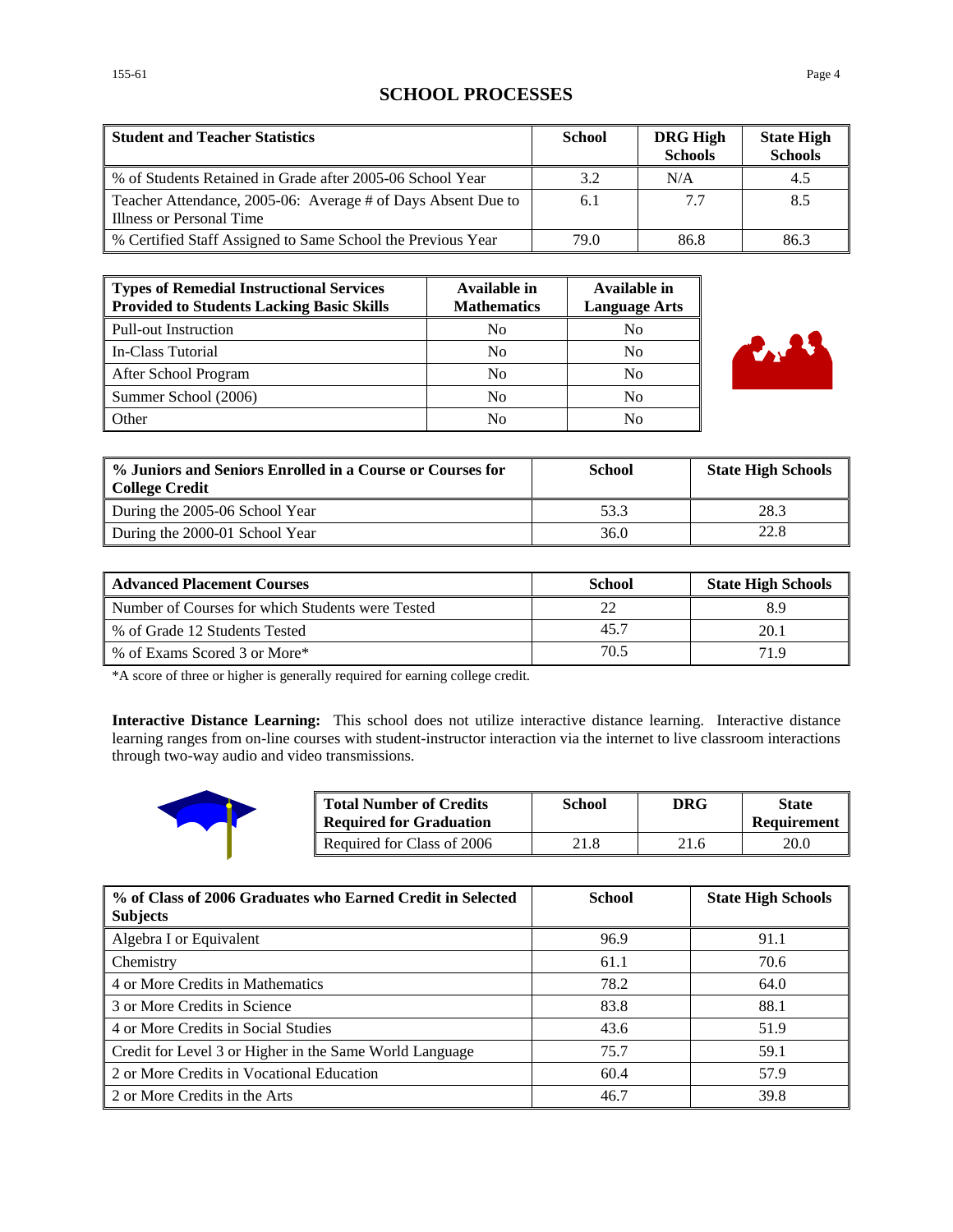## SCHOOL PROCESSES

| Student and Teacher Statistics | School | DRG High Schools | State High Schools |
|---|---|---|---|
| % of Students Retained in Grade after 2005-06 School Year | 3.2 | N/A | 4.5 |
| Teacher Attendance, 2005-06: Average # of Days Absent Due to Illness or Personal Time | 6.1 | 7.7 | 8.5 |
| % Certified Staff Assigned to Same School the Previous Year | 79.0 | 86.8 | 86.3 |

| Types of Remedial Instructional Services Provided to Students Lacking Basic Skills | Available in Mathematics | Available in Language Arts |
|---|---|---|
| Pull-out Instruction | No | No |
| In-Class Tutorial | No | No |
| After School Program | No | No |
| Summer School (2006) | No | No |
| Other | No | No |

| % Juniors and Seniors Enrolled in a Course or Courses for College Credit | School | State High Schools |
|---|---|---|
| During the 2005-06 School Year | 53.3 | 28.3 |
| During the 2000-01 School Year | 36.0 | 22.8 |

| Advanced Placement Courses | School | State High Schools |
|---|---|---|
| Number of Courses for which Students were Tested | 22 | 8.9 |
| % of Grade 12 Students Tested | 45.7 | 20.1 |
| % of Exams Scored 3 or More* | 70.5 | 71.9 |

*A score of three or higher is generally required for earning college credit.

**Interactive Distance Learning:** This school does not utilize interactive distance learning. Interactive distance learning ranges from on-line courses with student-instructor interaction via the internet to live classroom interactions through two-way audio and video transmissions.

| Total Number of Credits Required for Graduation | School | DRG | State Requirement |
|---|---|---|---|
| Required for Class of 2006 | 21.8 | 21.6 | 20.0 |

| % of Class of 2006 Graduates who Earned Credit in Selected Subjects | School | State High Schools |
|---|---|---|
| Algebra I or Equivalent | 96.9 | 91.1 |
| Chemistry | 61.1 | 70.6 |
| 4 or More Credits in Mathematics | 78.2 | 64.0 |
| 3 or More Credits in Science | 83.8 | 88.1 |
| 4 or More Credits in Social Studies | 43.6 | 51.9 |
| Credit for Level 3 or Higher in the Same World Language | 75.7 | 59.1 |
| 2 or More Credits in Vocational Education | 60.4 | 57.9 |
| 2 or More Credits in the Arts | 46.7 | 39.8 |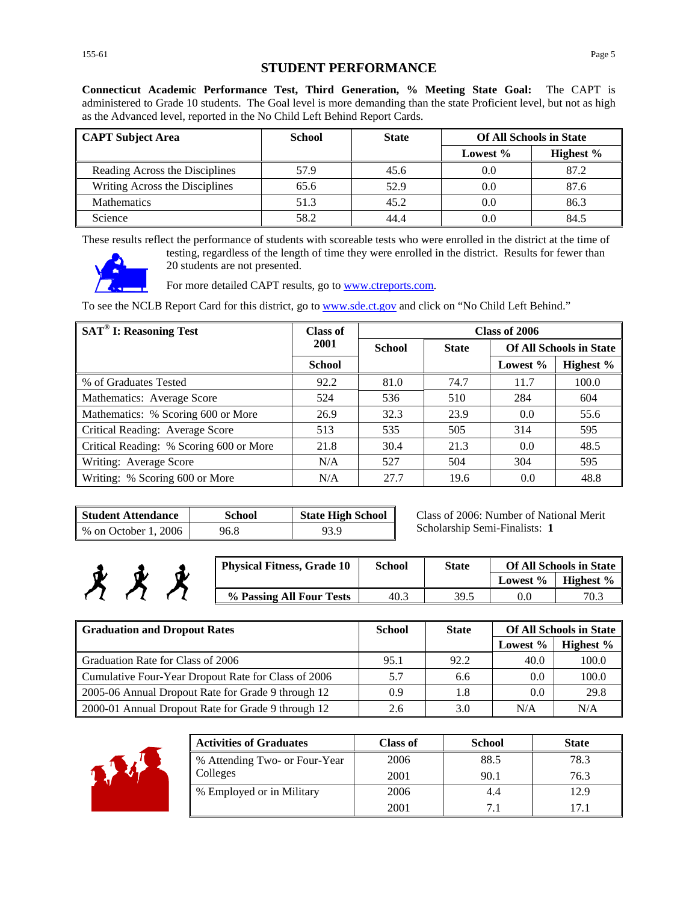# STUDENT PERFORMANCE

**Connecticut Academic Performance Test, Third Generation, % Meeting State Goal:** The CAPT is administered to Grade 10 students. The Goal level is more demanding than the state Proficient level, but not as high as the Advanced level, reported in the No Child Left Behind Report Cards.

| CAPT Subject Area | School | State | Of All Schools in State | |
|---|---|---|---|---|
| | | | Lowest % | Highest % |
| Reading Across the Disciplines | 57.9 | 45.6 | 0.0 | 87.2 |
| Writing Across the Disciplines | 65.6 | 52.9 | 0.0 | 87.6 |
| Mathematics | 51.3 | 45.2 | 0.0 | 86.3 |
| Science | 58.2 | 44.4 | 0.0 | 84.5 |

These results reflect the performance of students with scoreable tests who were enrolled in the district at the time of testing, regardless of the length of time they were enrolled in the district. Results for fewer than 20 students are not presented.

For more detailed CAPT results, go to www.ctreports.com.

To see the NCLB Report Card for this district, go to www.sde.ct.gov and click on "No Child Left Behind."

| SAT® I: Reasoning Test | Class of 2001 | Class of 2006 | | | |
|---|---|---|---|---|---|
| | | School | State | Of All Schools in State | |
| | School | | | Lowest % | Highest % |
| % of Graduates Tested | 92.2 | 81.0 | 74.7 | 11.7 | 100.0 |
| Mathematics: Average Score | 524 | 536 | 510 | 284 | 604 |
| Mathematics: % Scoring 600 or More | 26.9 | 32.3 | 23.9 | 0.0 | 55.6 |
| Critical Reading: Average Score | 513 | 535 | 505 | 314 | 595 |
| Critical Reading: % Scoring 600 or More | 21.8 | 30.4 | 21.3 | 0.0 | 48.5 |
| Writing: Average Score | N/A | 527 | 504 | 304 | 595 |
| Writing: % Scoring 600 or More | N/A | 27.7 | 19.6 | 0.0 | 48.8 |

| Student Attendance | School | State High School |
|---|---|---|
| % on October 1, 2006 | 96.8 | 93.9 |

Class of 2006: Number of National Merit Scholarship Semi-Finalists: **1**

| Physical Fitness, Grade 10 | School | State | Of All Schools in State | |
|---|---|---|---|---|
| | | | Lowest % | Highest % |
| % Passing All Four Tests | 40.3 | 39.5 | 0.0 | 70.3 |

| Graduation and Dropout Rates | School | State | Of All Schools in State | |
|---|---|---|---|---|
| | | | Lowest % | Highest % |
| Graduation Rate for Class of 2006 | 95.1 | 92.2 | 40.0 | 100.0 |
| Cumulative Four-Year Dropout Rate for Class of 2006 | 5.7 | 6.6 | 0.0 | 100.0 |
| 2005-06 Annual Dropout Rate for Grade 9 through 12 | 0.9 | 1.8 | 0.0 | 29.8 |
| 2000-01 Annual Dropout Rate for Grade 9 through 12 | 2.6 | 3.0 | N/A | N/A |

| Activities of Graduates | Class of | School | State |
|---|---|---|---|
| % Attending Two- or Four-Year Colleges | 2006 | 88.5 | 78.3 |
| | 2001 | 90.1 | 76.3 |
| % Employed or in Military | 2006 | 4.4 | 12.9 |
| | 2001 | 7.1 | 17.1 |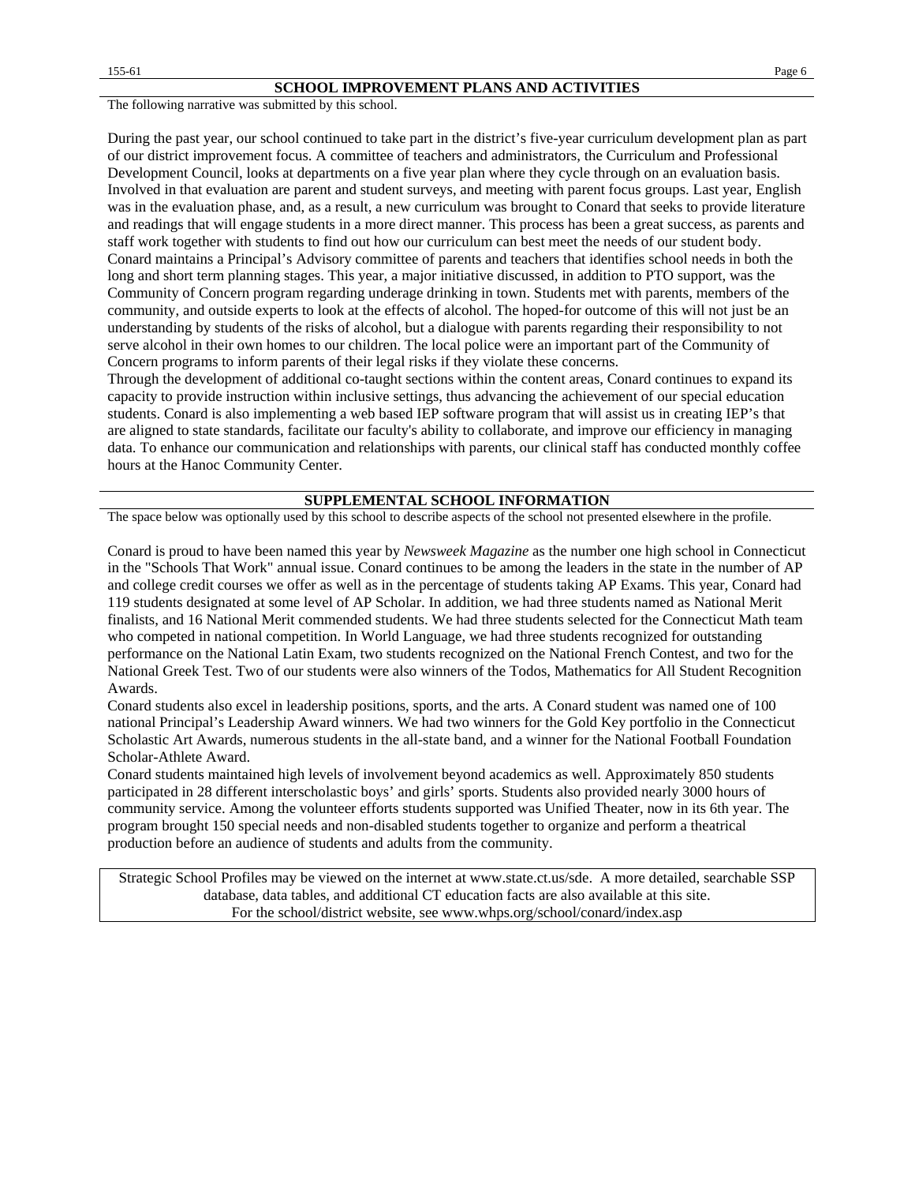## SCHOOL IMPROVEMENT PLANS AND ACTIVITIES

The following narrative was submitted by this school.

During the past year, our school continued to take part in the district's five-year curriculum development plan as part of our district improvement focus. A committee of teachers and administrators, the Curriculum and Professional Development Council, looks at departments on a five year plan where they cycle through on an evaluation basis. Involved in that evaluation are parent and student surveys, and meeting with parent focus groups. Last year, English was in the evaluation phase, and, as a result, a new curriculum was brought to Conard that seeks to provide literature and readings that will engage students in a more direct manner. This process has been a great success, as parents and staff work together with students to find out how our curriculum can best meet the needs of our student body. Conard maintains a Principal's Advisory committee of parents and teachers that identifies school needs in both the long and short term planning stages. This year, a major initiative discussed, in addition to PTO support, was the Community of Concern program regarding underage drinking in town. Students met with parents, members of the community, and outside experts to look at the effects of alcohol. The hoped-for outcome of this will not just be an understanding by students of the risks of alcohol, but a dialogue with parents regarding their responsibility to not serve alcohol in their own homes to our children. The local police were an important part of the Community of Concern programs to inform parents of their legal risks if they violate these concerns.

Through the development of additional co-taught sections within the content areas, Conard continues to expand its capacity to provide instruction within inclusive settings, thus advancing the achievement of our special education students. Conard is also implementing a web based IEP software program that will assist us in creating IEP's that are aligned to state standards, facilitate our faculty's ability to collaborate, and improve our efficiency in managing data. To enhance our communication and relationships with parents, our clinical staff has conducted monthly coffee hours at the Hanoc Community Center.

## SUPPLEMENTAL SCHOOL INFORMATION

The space below was optionally used by this school to describe aspects of the school not presented elsewhere in the profile.

Conard is proud to have been named this year by *Newsweek Magazine* as the number one high school in Connecticut in the "Schools That Work" annual issue. Conard continues to be among the leaders in the state in the number of AP and college credit courses we offer as well as in the percentage of students taking AP Exams. This year, Conard had 119 students designated at some level of AP Scholar. In addition, we had three students named as National Merit finalists, and 16 National Merit commended students. We had three students selected for the Connecticut Math team who competed in national competition. In World Language, we had three students recognized for outstanding performance on the National Latin Exam, two students recognized on the National French Contest, and two for the National Greek Test. Two of our students were also winners of the Todos, Mathematics for All Student Recognition Awards.

Conard students also excel in leadership positions, sports, and the arts. A Conard student was named one of 100 national Principal's Leadership Award winners. We had two winners for the Gold Key portfolio in the Connecticut Scholastic Art Awards, numerous students in the all-state band, and a winner for the National Football Foundation Scholar-Athlete Award.

Conard students maintained high levels of involvement beyond academics as well. Approximately 850 students participated in 28 different interscholastic boys' and girls' sports. Students also provided nearly 3000 hours of community service. Among the volunteer efforts students supported was Unified Theater, now in its 6th year. The program brought 150 special needs and non-disabled students together to organize and perform a theatrical production before an audience of students and adults from the community.

Strategic School Profiles may be viewed on the internet at www.state.ct.us/sde. A more detailed, searchable SSP database, data tables, and additional CT education facts are also available at this site.
For the school/district website, see www.whps.org/school/conard/index.asp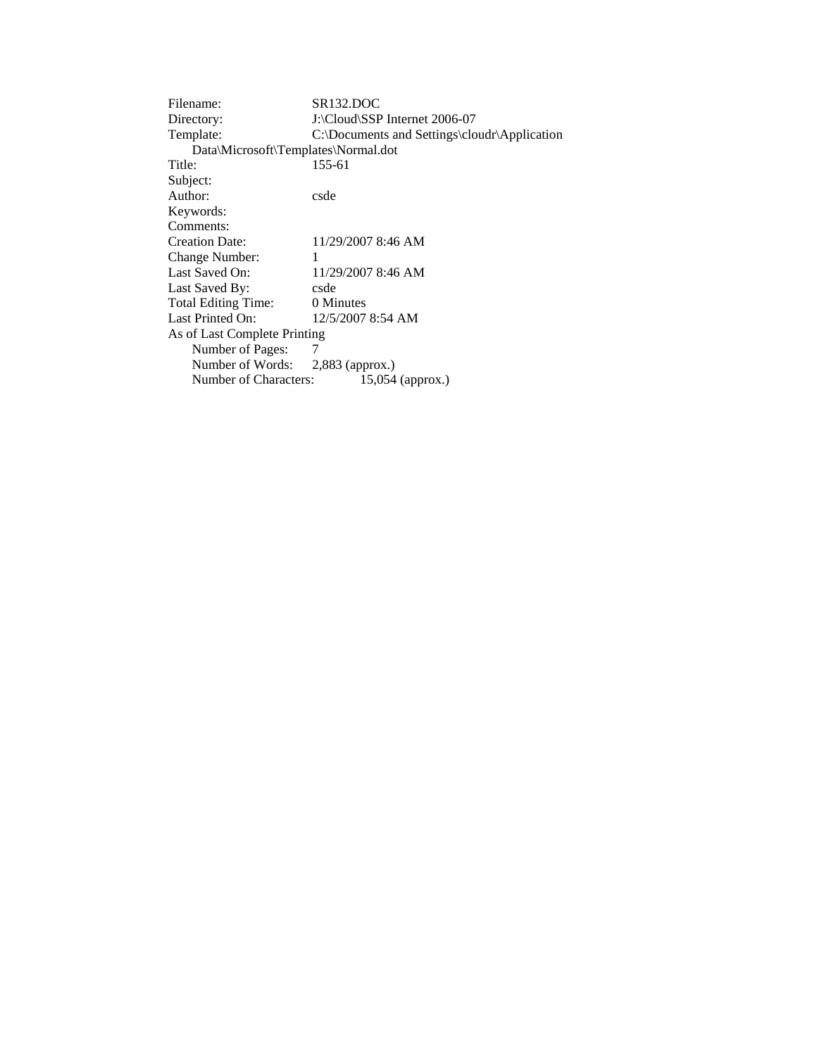Filename: SR132.DOC
Directory: J:\Cloud\SSP Internet 2006-07
Template: C:\Documents and Settings\cloudr\Application Data\Microsoft\Templates\Normal.dot
Title: 155-61
Subject:
Author: csde
Keywords:
Comments:
Creation Date: 11/29/2007 8:46 AM
Change Number: 1
Last Saved On: 11/29/2007 8:46 AM
Last Saved By: csde
Total Editing Time: 0 Minutes
Last Printed On: 12/5/2007 8:54 AM
As of Last Complete Printing
Number of Pages: 7
Number of Words: 2,883 (approx.)
Number of Characters: 15,054 (approx.)